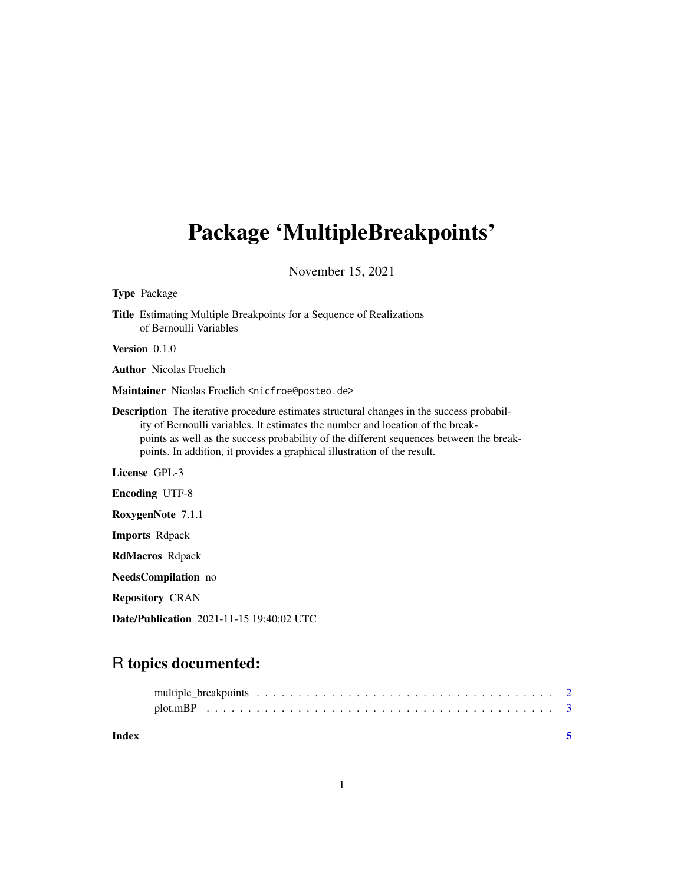# Package 'MultipleBreakpoints'

November 15, 2021

**Type** Package

**Title** Estimating Multiple Breakpoints for a Sequence of Realizations of Bernoulli Variables

**Version** 0.1.0

**Author** Nicolas Froelich

**Maintainer** Nicolas Froelich <nicfroe@posteo.de>

**Description** The iterative procedure estimates structural changes in the success probability of Bernoulli variables. It estimates the number and location of the breakpoints as well as the success probability of the different sequences between the breakpoints. In addition, it provides a graphical illustration of the result.

**License** GPL-3

**Encoding** UTF-8

**RoxygenNote** 7.1.1

**Imports** Rdpack

**RdMacros** Rdpack

**NeedsCompilation** no

**Repository** CRAN

**Date/Publication** 2021-11-15 19:40:02 UTC

## R topics documented:

| | |
|---|---|
| multiple_breakpoints | 2 |
| plot.mBP | 3 |
| **Index** | **5** |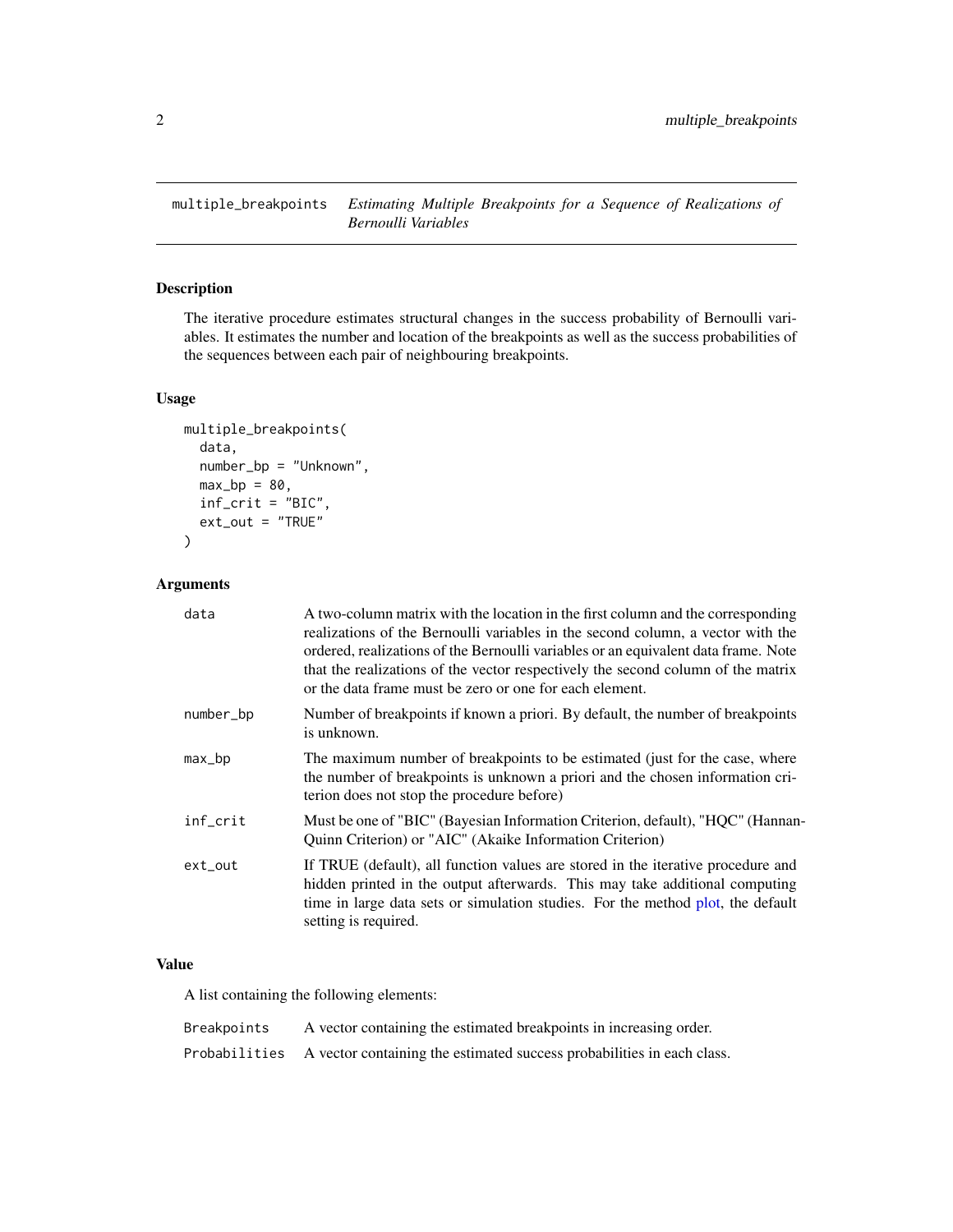## multiple_breakpoints — *Estimating Multiple Breakpoints for a Sequence of Realizations of Bernoulli Variables*

### Description

The iterative procedure estimates structural changes in the success probability of Bernoulli variables. It estimates the number and location of the breakpoints as well as the success probabilities of the sequences between each pair of neighbouring breakpoints.

### Usage

```
multiple_breakpoints(
  data,
  number_bp = "Unknown",
  max_bp = 80,
  inf_crit = "BIC",
  ext_out = "TRUE"
)
```

### Arguments

| | |
|---|---|
| `data` | A two-column matrix with the location in the first column and the corresponding realizations of the Bernoulli variables in the second column, a vector with the ordered, realizations of the Bernoulli variables or an equivalent data frame. Note that the realizations of the vector respectively the second column of the matrix or the data frame must be zero or one for each element. |
| `number_bp` | Number of breakpoints if known a priori. By default, the number of breakpoints is unknown. |
| `max_bp` | The maximum number of breakpoints to be estimated (just for the case, where the number of breakpoints is unknown a priori and the chosen information criterion does not stop the procedure before) |
| `inf_crit` | Must be one of "BIC" (Bayesian Information Criterion, default), "HQC" (Hannan-Quinn Criterion) or "AIC" (Akaike Information Criterion) |
| `ext_out` | If TRUE (default), all function values are stored in the iterative procedure and hidden printed in the output afterwards. This may take additional computing time in large data sets or simulation studies. For the method plot, the default setting is required. |

### Value

A list containing the following elements:

| | |
|---|---|
| `Breakpoints` | A vector containing the estimated breakpoints in increasing order. |
| `Probabilities` | A vector containing the estimated success probabilities in each class. |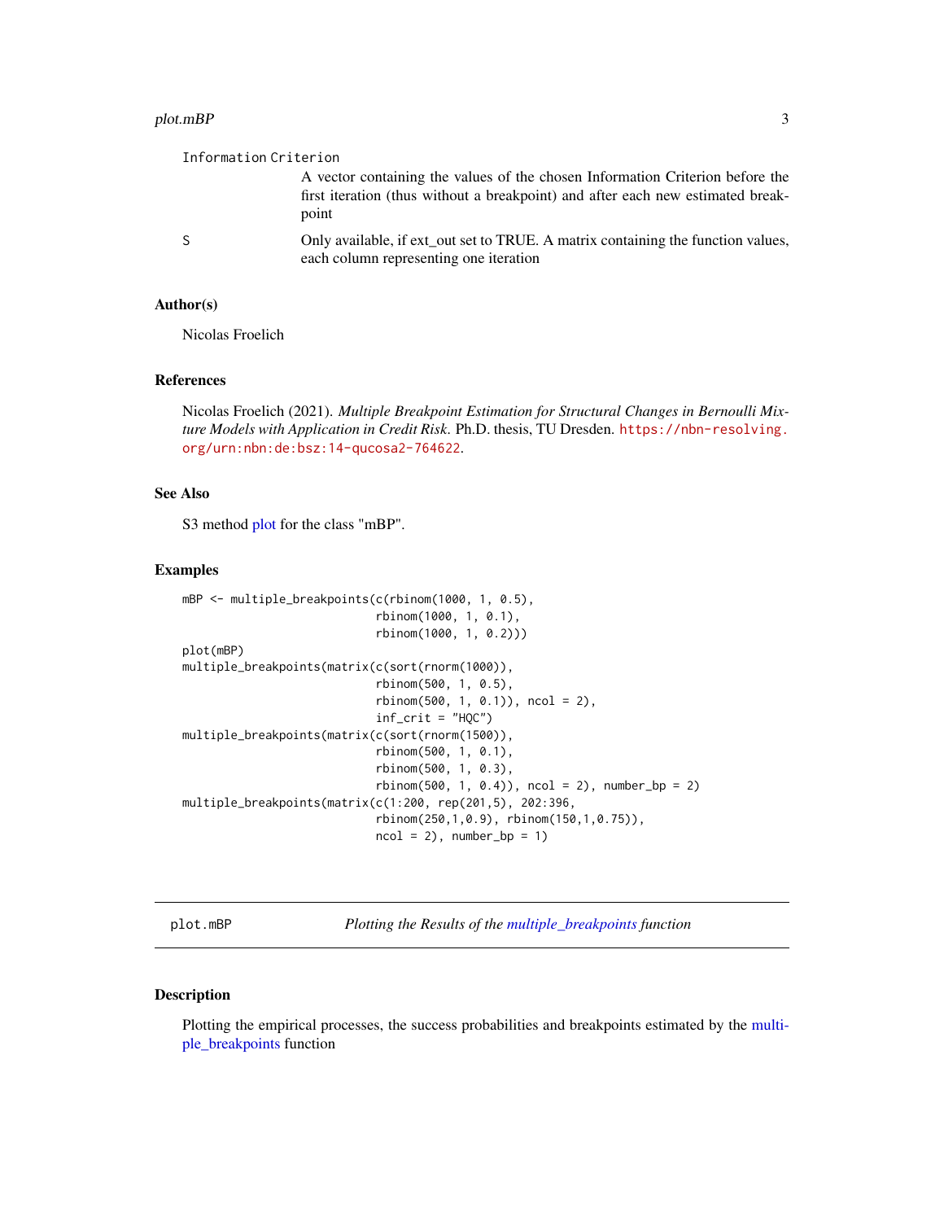Information Criterion
: A vector containing the values of the chosen Information Criterion before the first iteration (thus without a breakpoint) and after each new estimated breakpoint

S
: Only available, if ext_out set to TRUE. A matrix containing the function values, each column representing one iteration

### Author(s)

Nicolas Froelich

### References

Nicolas Froelich (2021). *Multiple Breakpoint Estimation for Structural Changes in Bernoulli Mixture Models with Application in Credit Risk*. Ph.D. thesis, TU Dresden. https://nbn-resolving.org/urn:nbn:de:bsz:14-qucosa2-764622.

### See Also

S3 method plot for the class "mBP".

### Examples

```
mBP <- multiple_breakpoints(c(rbinom(1000, 1, 0.5),
                              rbinom(1000, 1, 0.1),
                              rbinom(1000, 1, 0.2)))
plot(mBP)
multiple_breakpoints(matrix(c(sort(rnorm(1000)),
                              rbinom(500, 1, 0.5),
                              rbinom(500, 1, 0.1)), ncol = 2),
                              inf_crit = "HQC")
multiple_breakpoints(matrix(c(sort(rnorm(1500)),
                              rbinom(500, 1, 0.1),
                              rbinom(500, 1, 0.3),
                              rbinom(500, 1, 0.4)), ncol = 2), number_bp = 2)
multiple_breakpoints(matrix(c(1:200, rep(201,5), 202:396,
                              rbinom(250,1,0.9), rbinom(150,1,0.75)),
                              ncol = 2), number_bp = 1)
```

---

## plot.mBP — *Plotting the Results of the multiple_breakpoints function*

### Description

Plotting the empirical processes, the success probabilities and breakpoints estimated by the multiple_breakpoints function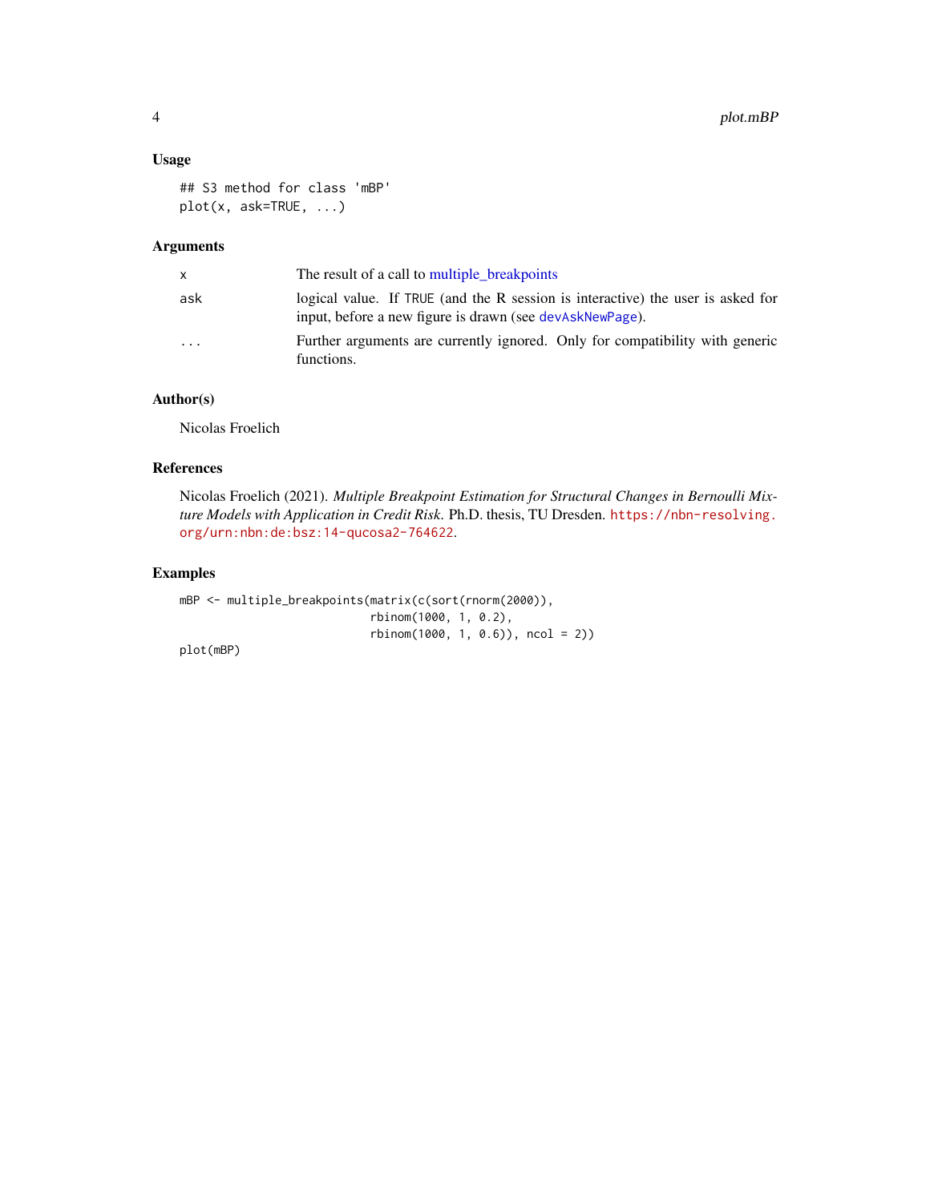### Usage

```
## S3 method for class 'mBP'
plot(x, ask=TRUE, ...)
```

### Arguments

| | |
|---|---|
| x | The result of a call to multiple_breakpoints |
| ask | logical value. If TRUE (and the R session is interactive) the user is asked for input, before a new figure is drawn (see devAskNewPage). |
| ... | Further arguments are currently ignored. Only for compatibility with generic functions. |

### Author(s)

Nicolas Froelich

### References

Nicolas Froelich (2021). *Multiple Breakpoint Estimation for Structural Changes in Bernoulli Mixture Models with Application in Credit Risk*. Ph.D. thesis, TU Dresden. https://nbn-resolving.org/urn:nbn:de:bsz:14-qucosa2-764622.

### Examples

```
mBP <- multiple_breakpoints(matrix(c(sort(rnorm(2000)),
                            rbinom(1000, 1, 0.2),
                            rbinom(1000, 1, 0.6)), ncol = 2))
plot(mBP)
```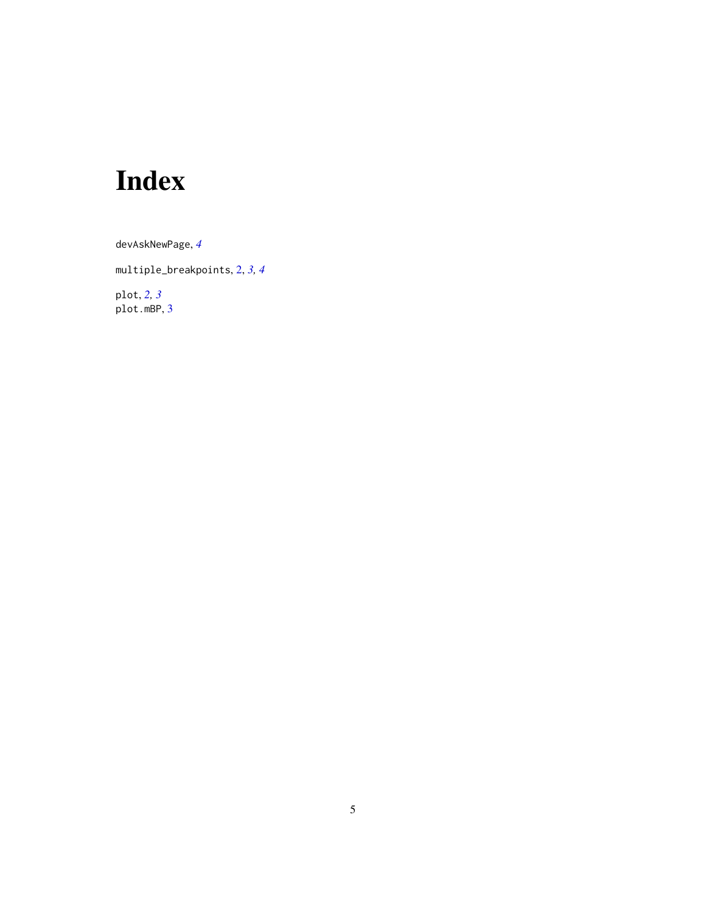# Index

devAskNewPage, *4*

multiple_breakpoints, 2, *3*, *4*

plot, *2*, *3*
plot.mBP, 3